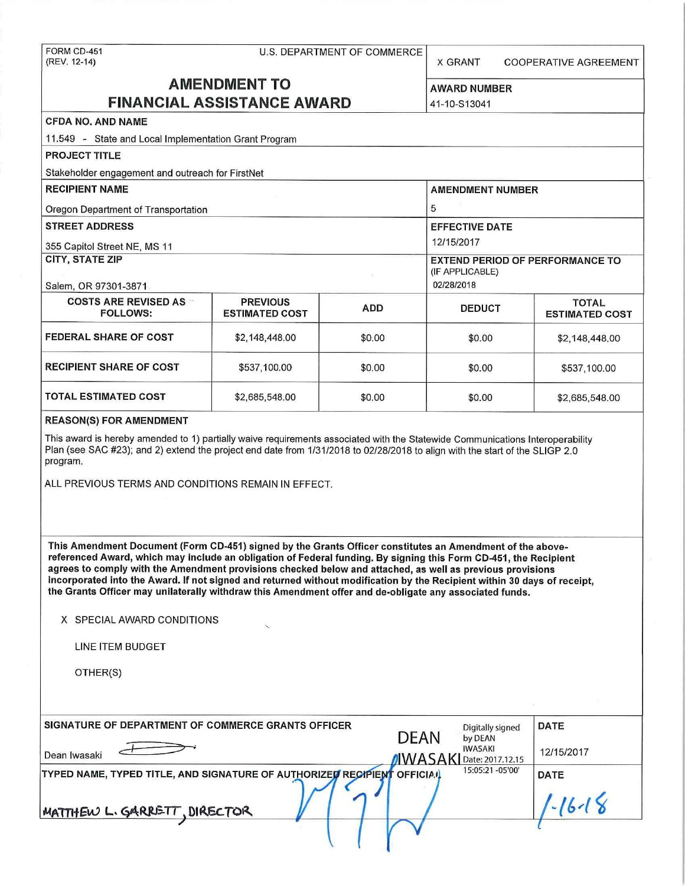FORM CD-451
(REV. 12-14)

U.S. DEPARTMENT OF COMMERCE

X GRANT    COOPERATIVE AGREEMENT

# AMENDMENT TO FINANCIAL ASSISTANCE AWARD

**AWARD NUMBER**
41-10-S13041

**CFDA NO. AND NAME**
11.549 - State and Local Implementation Grant Program

**PROJECT TITLE**
Stakeholder engagement and outreach for FirstNet

**RECIPIENT NAME**
Oregon Department of Transportation

**AMENDMENT NUMBER**
5

**STREET ADDRESS**
355 Capitol Street NE, MS 11

**EFFECTIVE DATE**
12/15/2017

**CITY, STATE ZIP**
Salem, OR 97301-3871

**EXTEND PERIOD OF PERFORMANCE TO (IF APPLICABLE)**
02/28/2018

| COSTS ARE REVISED AS FOLLOWS: | PREVIOUS ESTIMATED COST | ADD | DEDUCT | TOTAL ESTIMATED COST |
|---|---|---|---|---|
| FEDERAL SHARE OF COST | $2,148,448.00 | $0.00 | $0.00 | $2,148,448.00 |
| RECIPIENT SHARE OF COST | $537,100.00 | $0.00 | $0.00 | $537,100.00 |
| TOTAL ESTIMATED COST | $2,685,548.00 | $0.00 | $0.00 | $2,685,548.00 |

**REASON(S) FOR AMENDMENT**

This award is hereby amended to 1) partially waive requirements associated with the Statewide Communications Interoperability Plan (see SAC #23); and 2) extend the project end date from 1/31/2018 to 02/28/2018 to align with the start of the SLIGP 2.0 program.

ALL PREVIOUS TERMS AND CONDITIONS REMAIN IN EFFECT.

**This Amendment Document (Form CD-451) signed by the Grants Officer constitutes an Amendment of the above-referenced Award, which may include an obligation of Federal funding. By signing this Form CD-451, the Recipient agrees to comply with the Amendment provisions checked below and attached, as well as previous provisions incorporated into the Award. If not signed and returned without modification by the Recipient within 30 days of receipt, the Grants Officer may unilaterally withdraw this Amendment offer and de-obligate any associated funds.**

X SPECIAL AWARD CONDITIONS

LINE ITEM BUDGET

OTHER(S)

**SIGNATURE OF DEPARTMENT OF COMMERCE GRANTS OFFICER**

Dean Iwasaki

DEAN IWASAKI Digitally signed by DEAN IWASAKI Date: 2017.12.15 15:05:21 -05'00'

**DATE**
12/15/2017

**TYPED NAME, TYPED TITLE, AND SIGNATURE OF AUTHORIZED RECIPIENT OFFICIAL**

MATTHEW L. GARRETT, DIRECTOR

**DATE**
1-16-18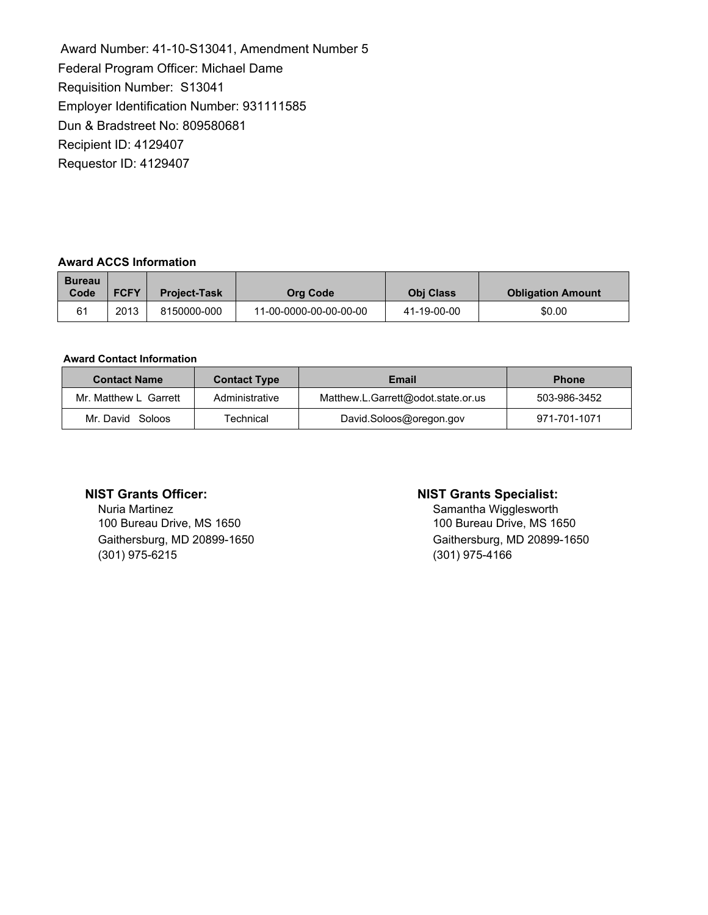Award Number: 41-10-S13041, Amendment Number 5
Federal Program Officer: Michael Dame
Requisition Number: S13041
Employer Identification Number: 931111585
Dun & Bradstreet No: 809580681
Recipient ID: 4129407
Requestor ID: 4129407

**Award ACCS Information**

| Bureau Code | FCFY | Project-Task | Org Code | Obj Class | Obligation Amount |
|---|---|---|---|---|---|
| 61 | 2013 | 8150000-000 | 11-00-0000-00-00-00-00 | 41-19-00-00 | $0.00 |

**Award Contact Information**

| Contact Name | Contact Type | Email | Phone |
|---|---|---|---|
| Mr. Matthew L Garrett | Administrative | Matthew.L.Garrett@odot.state.or.us | 503-986-3452 |
| Mr. David Soloos | Technical | David.Soloos@oregon.gov | 971-701-1071 |

**NIST Grants Officer:**
Nuria Martinez
100 Bureau Drive, MS 1650
Gaithersburg, MD 20899-1650
(301) 975-6215

**NIST Grants Specialist:**
Samantha Wigglesworth
100 Bureau Drive, MS 1650
Gaithersburg, MD 20899-1650
(301) 975-4166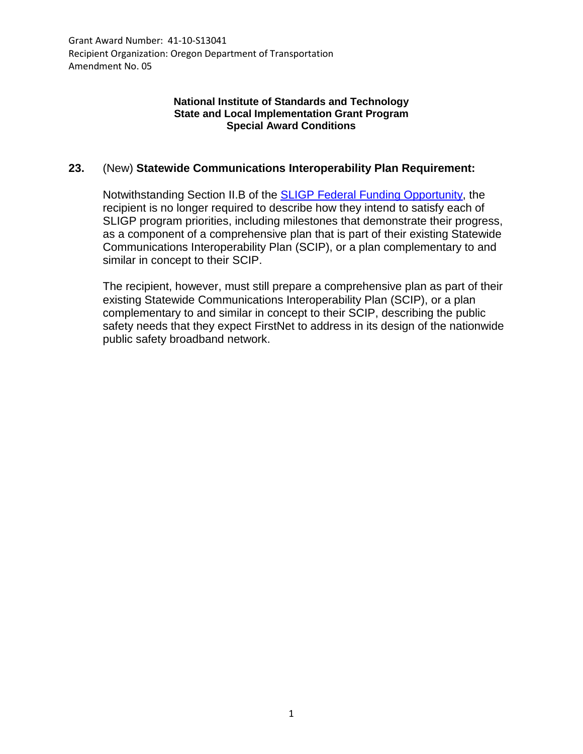Grant Award Number: 41-10-S13041
Recipient Organization: Oregon Department of Transportation
Amendment No. 05

**National Institute of Standards and Technology**
**State and Local Implementation Grant Program**
**Special Award Conditions**

**23.** (New) **Statewide Communications Interoperability Plan Requirement:**

Notwithstanding Section II.B of the SLIGP Federal Funding Opportunity, the recipient is no longer required to describe how they intend to satisfy each of SLIGP program priorities, including milestones that demonstrate their progress, as a component of a comprehensive plan that is part of their existing Statewide Communications Interoperability Plan (SCIP), or a plan complementary to and similar in concept to their SCIP.

The recipient, however, must still prepare a comprehensive plan as part of their existing Statewide Communications Interoperability Plan (SCIP), or a plan complementary to and similar in concept to their SCIP, describing the public safety needs that they expect FirstNet to address in its design of the nationwide public safety broadband network.